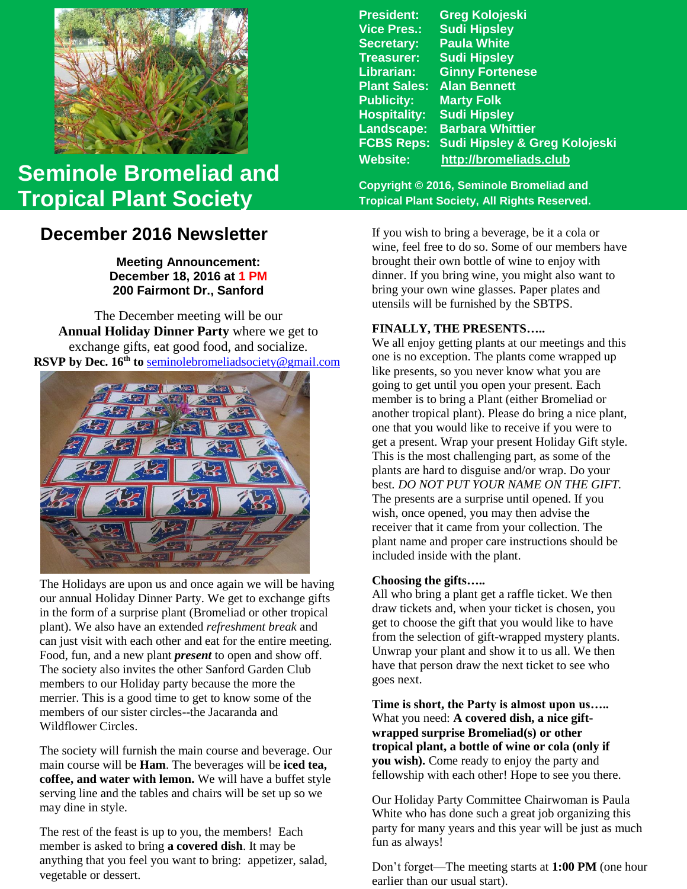# Seminole Bromeliad and Tropical Plant Society

**President:** Greg Kolojeski
**Vice Pres.:** Sudi Hipsley
**Secretary:** Paula White
**Treasurer:** Sudi Hipsley
**Librarian:** Ginny Fortenese
**Plant Sales:** Alan Bennett
**Publicity:** Marty Folk
**Hospitality:** Sudi Hipsley
**Landscape:** Barbara Whittier
**FCBS Reps:** Sudi Hipsley & Greg Kolojeski
**Website:** http://bromeliads.club

**Copyright © 2016, Seminole Bromeliad and Tropical Plant Society, All Rights Reserved.**

## December 2016 Newsletter

**Meeting Announcement:**
**December 18, 2016 at 1 PM**
**200 Fairmont Dr., Sanford**

The December meeting will be our **Annual Holiday Dinner Party** where we get to exchange gifts, eat good food, and socialize.
**RSVP by Dec. 16th to** seminolebromeliadsociety@gmail.com

The Holidays are upon us and once again we will be having our annual Holiday Dinner Party. We get to exchange gifts in the form of a surprise plant (Bromeliad or other tropical plant). We also have an extended *refreshment break* and can just visit with each other and eat for the entire meeting. Food, fun, and a new plant ***present*** to open and show off. The society also invites the other Sanford Garden Club members to our Holiday party because the more the merrier. This is a good time to get to know some of the members of our sister circles--the Jacaranda and Wildflower Circles.

The society will furnish the main course and beverage. Our main course will be **Ham**. The beverages will be **iced tea, coffee, and water with lemon.** We will have a buffet style serving line and the tables and chairs will be set up so we may dine in style.

The rest of the feast is up to you, the members! Each member is asked to bring **a covered dish**. It may be anything that you feel you want to bring: appetizer, salad, vegetable or dessert.

If you wish to bring a beverage, be it a cola or wine, feel free to do so. Some of our members have brought their own bottle of wine to enjoy with dinner. If you bring wine, you might also want to bring your own wine glasses. Paper plates and utensils will be furnished by the SBTPS.

**FINALLY, THE PRESENTS…..**
We all enjoy getting plants at our meetings and this one is no exception. The plants come wrapped up like presents, so you never know what you are going to get until you open your present. Each member is to bring a Plant (either Bromeliad or another tropical plant). Please do bring a nice plant, one that you would like to receive if you were to get a present. Wrap your present Holiday Gift style. This is the most challenging part, as some of the plants are hard to disguise and/or wrap. Do your best. *DO NOT PUT YOUR NAME ON THE GIFT.* The presents are a surprise until opened. If you wish, once opened, you may then advise the receiver that it came from your collection. The plant name and proper care instructions should be included inside with the plant.

**Choosing the gifts…..**
All who bring a plant get a raffle ticket. We then draw tickets and, when your ticket is chosen, you get to choose the gift that you would like to have from the selection of gift-wrapped mystery plants. Unwrap your plant and show it to us all. We then have that person draw the next ticket to see who goes next.

**Time is short, the Party is almost upon us…..**
What you need: **A covered dish, a nice gift-wrapped surprise Bromeliad(s) or other tropical plant, a bottle of wine or cola (only if you wish).** Come ready to enjoy the party and fellowship with each other! Hope to see you there.

Our Holiday Party Committee Chairwoman is Paula White who has done such a great job organizing this party for many years and this year will be just as much fun as always!

Don't forget—The meeting starts at **1:00 PM** (one hour earlier than our usual start).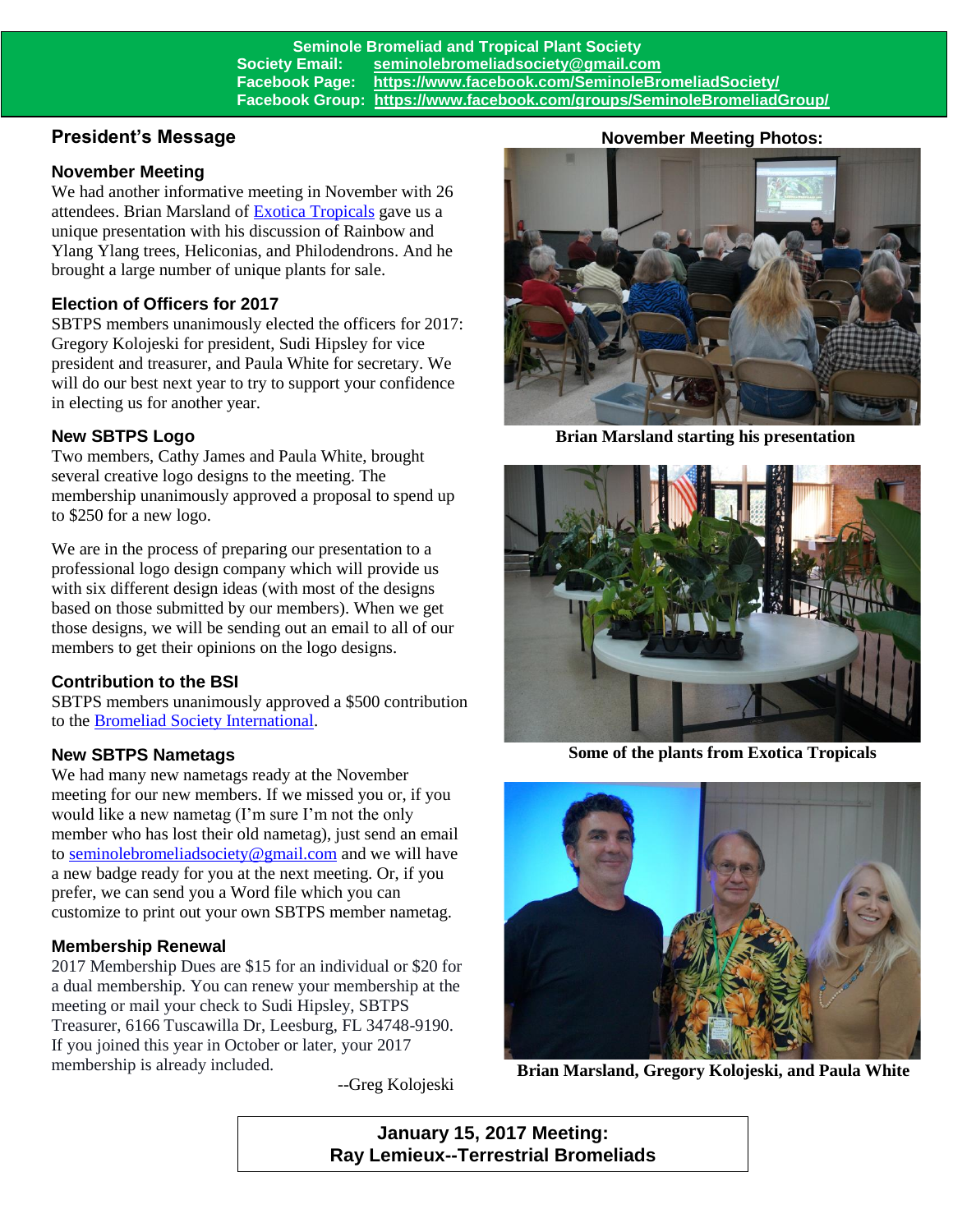**Seminole Bromeliad and Tropical Plant Society**
**Society Email:** seminolebromeliadsociety@gmail.com
**Facebook Page:** https://www.facebook.com/SeminoleBromeliadSociety/
**Facebook Group:** https://www.facebook.com/groups/SeminoleBromeliadGroup/

## President's Message

### November Meeting

We had another informative meeting in November with 26 attendees. Brian Marsland of Exotica Tropicals gave us a unique presentation with his discussion of Rainbow and Ylang Ylang trees, Heliconias, and Philodendrons. And he brought a large number of unique plants for sale.

### Election of Officers for 2017

SBTPS members unanimously elected the officers for 2017: Gregory Kolojeski for president, Sudi Hipsley for vice president and treasurer, and Paula White for secretary. We will do our best next year to try to support your confidence in electing us for another year.

### New SBTPS Logo

Two members, Cathy James and Paula White, brought several creative logo designs to the meeting. The membership unanimously approved a proposal to spend up to $250 for a new logo.

We are in the process of preparing our presentation to a professional logo design company which will provide us with six different design ideas (with most of the designs based on those submitted by our members). When we get those designs, we will be sending out an email to all of our members to get their opinions on the logo designs.

### Contribution to the BSI

SBTPS members unanimously approved a $500 contribution to the Bromeliad Society International.

### New SBTPS Nametags

We had many new nametags ready at the November meeting for our new members. If we missed you or, if you would like a new nametag (I'm sure I'm not the only member who has lost their old nametag), just send an email to seminolebromeliadsociety@gmail.com and we will have a new badge ready for you at the next meeting. Or, if you prefer, we can send you a Word file which you can customize to print out your own SBTPS member nametag.

### Membership Renewal

2017 Membership Dues are $15 for an individual or $20 for a dual membership. You can renew your membership at the meeting or mail your check to Sudi Hipsley, SBTPS Treasurer, 6166 Tuscawilla Dr, Leesburg, FL 34748-9190. If you joined this year in October or later, your 2017 membership is already included.

--Greg Kolojeski

### November Meeting Photos:

**Brian Marsland starting his presentation**

**Some of the plants from Exotica Tropicals**

**Brian Marsland, Gregory Kolojeski, and Paula White**

**January 15, 2017 Meeting:**
**Ray Lemieux--Terrestrial Bromeliads**